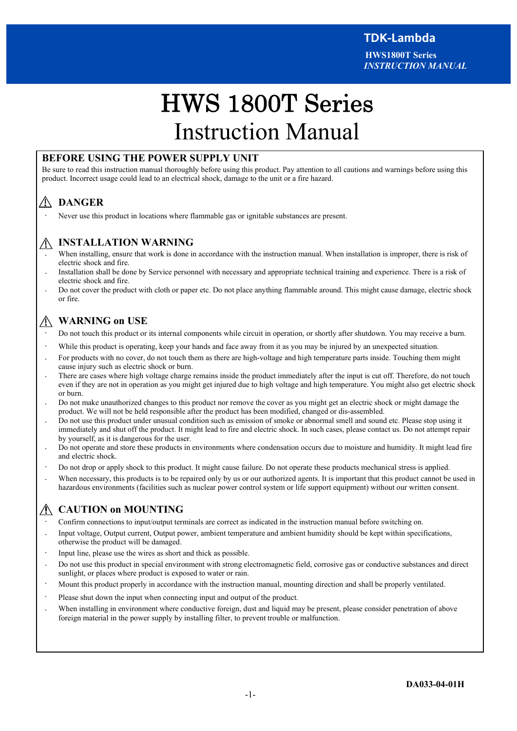# HWS 1800T Series
# Instruction Manual

## BEFORE USING THE POWER SUPPLY UNIT

Be sure to read this instruction manual thoroughly before using this product. Pay attention to all cautions and warnings before using this product. Incorrect usage could lead to an electrical shock, damage to the unit or a fire hazard.

### ⚠ DANGER

- Never use this product in locations where flammable gas or ignitable substances are present.

### ⚠ INSTALLATION WARNING

- When installing, ensure that work is done in accordance with the instruction manual. When installation is improper, there is risk of electric shock and fire.
- Installation shall be done by Service personnel with necessary and appropriate technical training and experience. There is a risk of electric shock and fire.
- Do not cover the product with cloth or paper etc. Do not place anything flammable around. This might cause damage, electric shock or fire.

### ⚠ WARNING on USE

- Do not touch this product or its internal components while circuit in operation, or shortly after shutdown. You may receive a burn.
- While this product is operating, keep your hands and face away from it as you may be injured by an unexpected situation.
- For products with no cover, do not touch them as there are high-voltage and high temperature parts inside. Touching them might cause injury such as electric shock or burn.
- There are cases where high voltage charge remains inside the product immediately after the input is cut off. Therefore, do not touch even if they are not in operation as you might get injured due to high voltage and high temperature. You might also get electric shock or burn.
- Do not make unauthorized changes to this product nor remove the cover as you might get an electric shock or might damage the product. We will not be held responsible after the product has been modified, changed or dis-assembled.
- Do not use this product under unusual condition such as emission of smoke or abnormal smell and sound etc. Please stop using it immediately and shut off the product. It might lead to fire and electric shock. In such cases, please contact us. Do not attempt repair by yourself, as it is dangerous for the user.
- Do not operate and store these products in environments where condensation occurs due to moisture and humidity. It might lead fire and electric shock.
- Do not drop or apply shock to this product. It might cause failure. Do not operate these products mechanical stress is applied.
- When necessary, this products is to be repaired only by us or our authorized agents. It is important that this product cannot be used in hazardous environments (facilities such as nuclear power control system or life support equipment) without our written consent.

### ⚠ CAUTION on MOUNTING

- Confirm connections to input/output terminals are correct as indicated in the instruction manual before switching on.
- Input voltage, Output current, Output power, ambient temperature and ambient humidity should be kept within specifications, otherwise the product will be damaged.
- Input line, please use the wires as short and thick as possible.
- Do not use this product in special environment with strong electromagnetic field, corrosive gas or conductive substances and direct sunlight, or places where product is exposed to water or rain.
- Mount this product properly in accordance with the instruction manual, mounting direction and shall be properly ventilated.
- Please shut down the input when connecting input and output of the product.
- When installing in environment where conductive foreign, dust and liquid may be present, please consider penetration of above foreign material in the power supply by installing filter, to prevent trouble or malfunction.

DA033-04-01H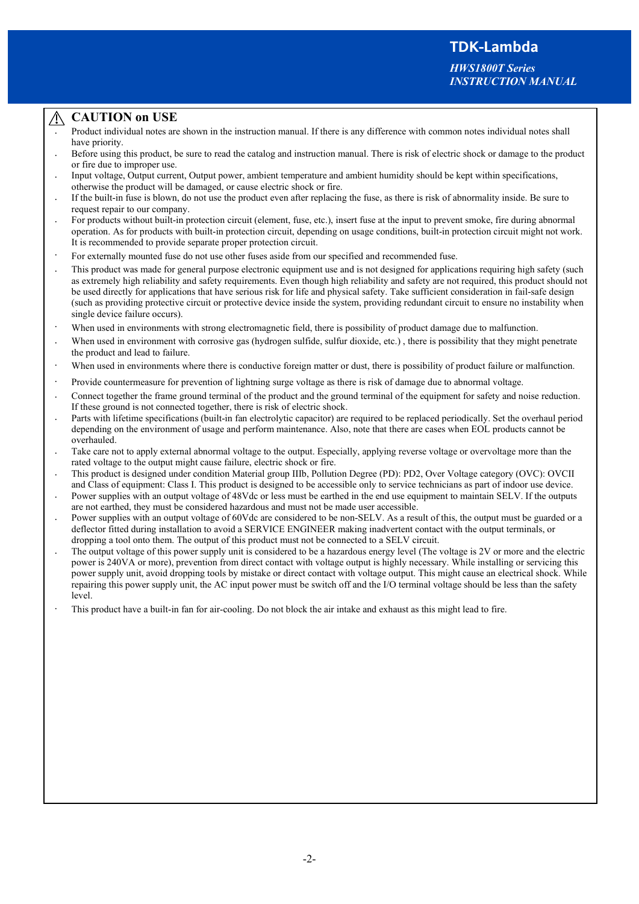## ⚠ CAUTION on USE

- Product individual notes are shown in the instruction manual. If there is any difference with common notes individual notes shall have priority.
- Before using this product, be sure to read the catalog and instruction manual. There is risk of electric shock or damage to the product or fire due to improper use.
- Input voltage, Output current, Output power, ambient temperature and ambient humidity should be kept within specifications, otherwise the product will be damaged, or cause electric shock or fire.
- If the built-in fuse is blown, do not use the product even after replacing the fuse, as there is risk of abnormality inside. Be sure to request repair to our company.
- For products without built-in protection circuit (element, fuse, etc.), insert fuse at the input to prevent smoke, fire during abnormal operation. As for products with built-in protection circuit, depending on usage conditions, built-in protection circuit might not work. It is recommended to provide separate proper protection circuit.
- For externally mounted fuse do not use other fuses aside from our specified and recommended fuse.
- This product was made for general purpose electronic equipment use and is not designed for applications requiring high safety (such as extremely high reliability and safety requirements. Even though high reliability and safety are not required, this product should not be used directly for applications that have serious risk for life and physical safety. Take sufficient consideration in fail-safe design (such as providing protective circuit or protective device inside the system, providing redundant circuit to ensure no instability when single device failure occurs).
- When used in environments with strong electromagnetic field, there is possibility of product damage due to malfunction.
- When used in environment with corrosive gas (hydrogen sulfide, sulfur dioxide, etc.) , there is possibility that they might penetrate the product and lead to failure.
- When used in environments where there is conductive foreign matter or dust, there is possibility of product failure or malfunction.
- Provide countermeasure for prevention of lightning surge voltage as there is risk of damage due to abnormal voltage.
- Connect together the frame ground terminal of the product and the ground terminal of the equipment for safety and noise reduction. If these ground is not connected together, there is risk of electric shock.
- Parts with lifetime specifications (built-in fan electrolytic capacitor) are required to be replaced periodically. Set the overhaul period depending on the environment of usage and perform maintenance. Also, note that there are cases when EOL products cannot be overhauled.
- Take care not to apply external abnormal voltage to the output. Especially, applying reverse voltage or overvoltage more than the rated voltage to the output might cause failure, electric shock or fire.
- This product is designed under condition Material group IIIb, Pollution Degree (PD): PD2, Over Voltage category (OVC): OVCII and Class of equipment: Class I. This product is designed to be accessible only to service technicians as part of indoor use device.
- Power supplies with an output voltage of 48Vdc or less must be earthed in the end use equipment to maintain SELV. If the outputs are not earthed, they must be considered hazardous and must not be made user accessible.
- Power supplies with an output voltage of 60Vdc are considered to be non-SELV. As a result of this, the output must be guarded or a deflector fitted during installation to avoid a SERVICE ENGINEER making inadvertent contact with the output terminals, or dropping a tool onto them. The output of this product must not be connected to a SELV circuit.
- The output voltage of this power supply unit is considered to be a hazardous energy level (The voltage is 2V or more and the electric power is 240VA or more), prevention from direct contact with voltage output is highly necessary. While installing or servicing this power supply unit, avoid dropping tools by mistake or direct contact with voltage output. This might cause an electrical shock. While repairing this power supply unit, the AC input power must be switch off and the I/O terminal voltage should be less than the safety level.
- This product have a built-in fan for air-cooling. Do not block the air intake and exhaust as this might lead to fire.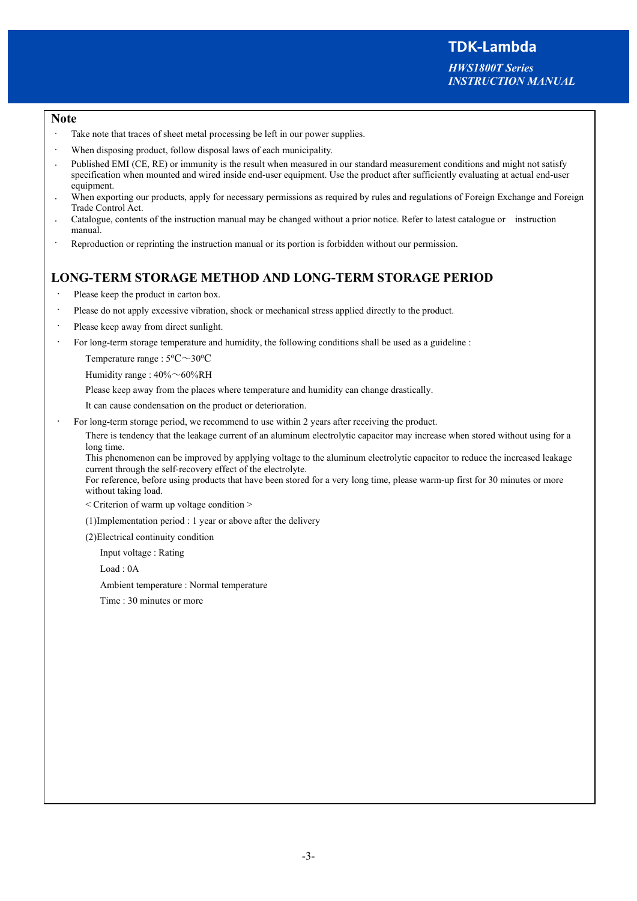## Note

- Take note that traces of sheet metal processing be left in our power supplies.
- When disposing product, follow disposal laws of each municipality.
- Published EMI (CE, RE) or immunity is the result when measured in our standard measurement conditions and might not satisfy specification when mounted and wired inside end-user equipment. Use the product after sufficiently evaluating at actual end-user equipment.
- When exporting our products, apply for necessary permissions as required by rules and regulations of Foreign Exchange and Foreign Trade Control Act.
- Catalogue, contents of the instruction manual may be changed without a prior notice. Refer to latest catalogue or instruction manual.
- Reproduction or reprinting the instruction manual or its portion is forbidden without our permission.

## LONG-TERM STORAGE METHOD AND LONG-TERM STORAGE PERIOD

- Please keep the product in carton box.
- Please do not apply excessive vibration, shock or mechanical stress applied directly to the product.
- Please keep away from direct sunlight.
- For long-term storage temperature and humidity, the following conditions shall be used as a guideline :

  Temperature range : 5ºC～30ºC

  Humidity range : 40%～60%RH

  Please keep away from the places where temperature and humidity can change drastically.

  It can cause condensation on the product or deterioration.

- For long-term storage period, we recommend to use within 2 years after receiving the product.

  There is tendency that the leakage current of an aluminum electrolytic capacitor may increase when stored without using for a long time.

  This phenomenon can be improved by applying voltage to the aluminum electrolytic capacitor to reduce the increased leakage current through the self-recovery effect of the electrolyte.

  For reference, before using products that have been stored for a very long time, please warm-up first for 30 minutes or more without taking load.

  < Criterion of warm up voltage condition >

  (1)Implementation period : 1 year or above after the delivery

  (2)Electrical continuity condition

  Input voltage : Rating

  Load : 0A

  Ambient temperature : Normal temperature

  Time : 30 minutes or more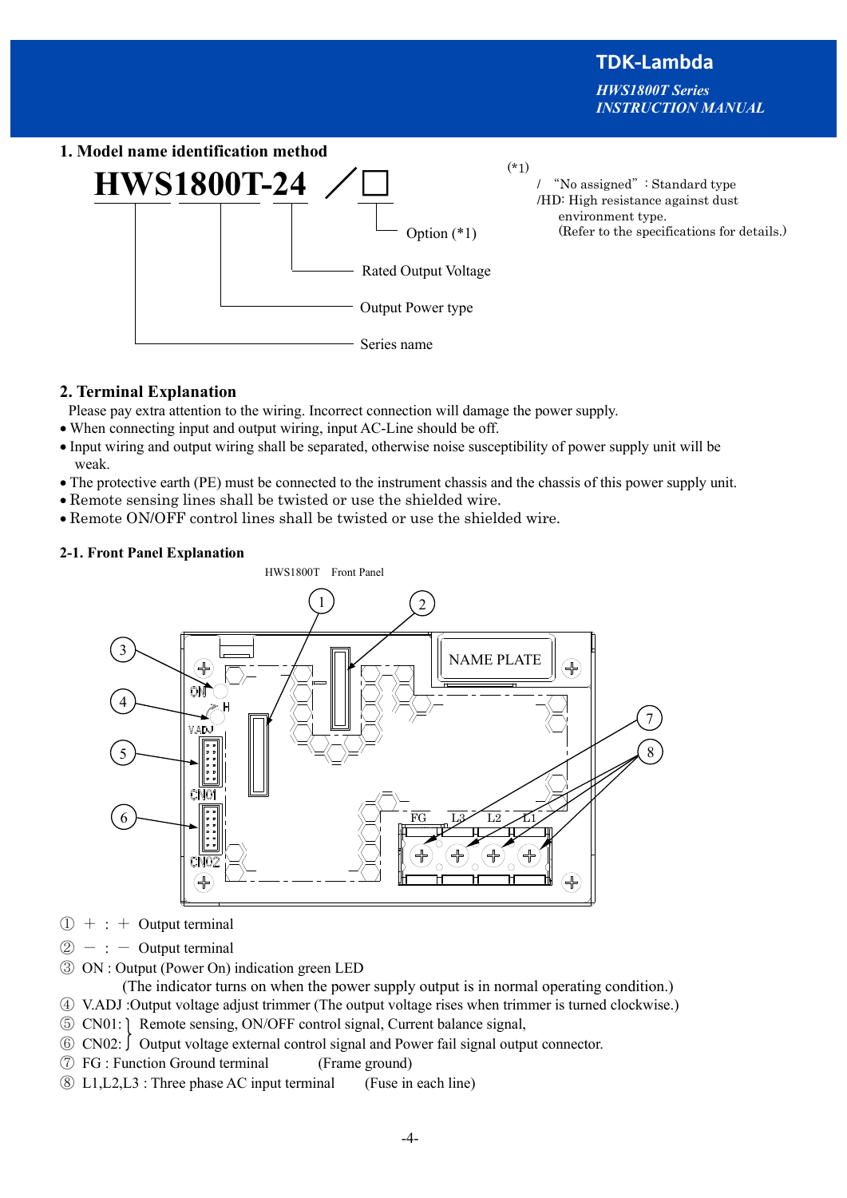## 1. Model name identification method

**HWS1800T-24 ／□**

- HWS — Series name
- 1800T — Output Power type
- 24 — Rated Output Voltage
- □ — Option (*1)

(*1)
/ "No assigned" : Standard type
/HD: High resistance against dust environment type.
(Refer to the specifications for details.)

## 2. Terminal Explanation

Please pay extra attention to the wiring. Incorrect connection will damage the power supply.

- When connecting input and output wiring, input AC-Line should be off.
- Input wiring and output wiring shall be separated, otherwise noise susceptibility of power supply unit will be weak.
- The protective earth (PE) must be connected to the instrument chassis and the chassis of this power supply unit.
- Remote sensing lines shall be twisted or use the shielded wire.
- Remote ON/OFF control lines shall be twisted or use the shielded wire.

### 2-1. Front Panel Explanation

HWS1800T Front Panel

① ＋ : ＋ Output terminal

② － : － Output terminal

③ ON : Output (Power On) indication green LED
(The indicator turns on when the power supply output is in normal operating condition.)

④ V.ADJ :Output voltage adjust trimmer (The output voltage rises when trimmer is turned clockwise.)

⑤ CN01: } Remote sensing, ON/OFF control signal, Current balance signal,

⑥ CN02: } Output voltage external control signal and Power fail signal output connector.

⑦ FG : Function Ground terminal (Frame ground)

⑧ L1,L2,L3 : Three phase AC input terminal (Fuse in each line)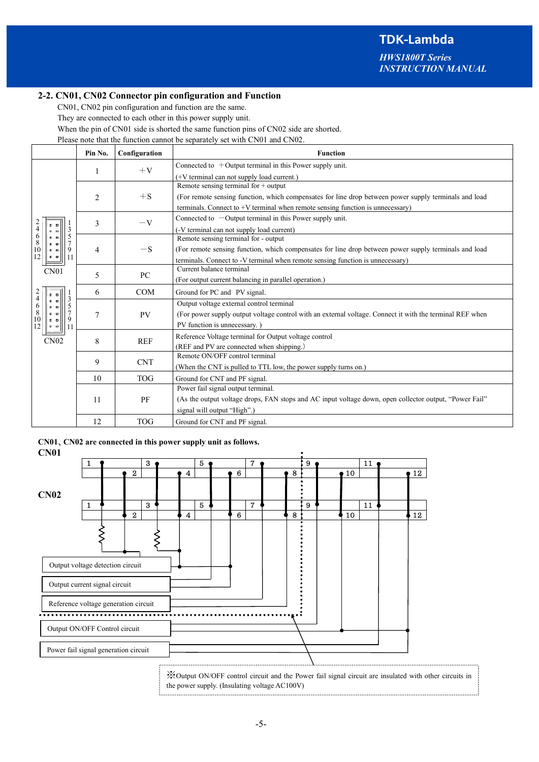## 2-2. CN01, CN02 Connector pin configuration and Function

CN01, CN02 pin configuration and function are the same.
They are connected to each other in this power supply unit.
When the pin of CN01 side is shorted the same function pins of CN02 side are shorted.
Please note that the function cannot be separately set with CN01 and CN02.

| | Pin No. | Configuration | Function |
|---|---|---|---|
| CN01 / CN02 | 1 | ＋V | Connected to ＋Output terminal in this Power supply unit. (+V terminal can not supply load current.) |
| | 2 | ＋S | Remote sensing terminal for + output (For remote sensing function, which compensates for line drop between power supply terminals and load terminals. Connect to +V terminal when remote sensing function is unnecessary) |
| | 3 | －V | Connected to －Output terminal in this Power supply unit. (-V terminal can not supply load current) |
| | 4 | －S | Remote sensing terminal for - output (For remote sensing function, which compensates for line drop between power supply terminals and load terminals. Connect to -V terminal when remote sensing function is unnecessary) |
| | 5 | PC | Current balance terminal (For output current balancing in parallel operation.) |
| | 6 | COM | Ground for PC and PV signal. |
| | 7 | PV | Output voltage external control terminal (For power supply output voltage control with an external voltage. Connect it with the terminal REF when PV function is unnecessary. ) |
| | 8 | REF | Reference Voltage terminal for Output voltage control (REF and PV are connected when shipping.) |
| | 9 | CNT | Remote ON/OFF control terminal (When the CNT is pulled to TTL low, the power supply turns on.) |
| | 10 | TOG | Ground for CNT and PF signal. |
| | 11 | PF | Power fail signal output terminal. (As the output voltage drops, FAN stops and AC input voltage down, open collector output, "Power Fail" signal will output "High".) |
| | 12 | TOG | Ground for CNT and PF signal. |

**CN01、CN02 are connected in this power supply unit as follows.**

**CN01**

**CN02**

Output voltage detection circuit

Output current signal circuit

Reference voltage generation circuit

Output ON/OFF Control circuit

Power fail signal generation circuit

※Output ON/OFF control circuit and the Power fail signal circuit are insulated with other circuits in the power supply. (Insulating voltage AC100V)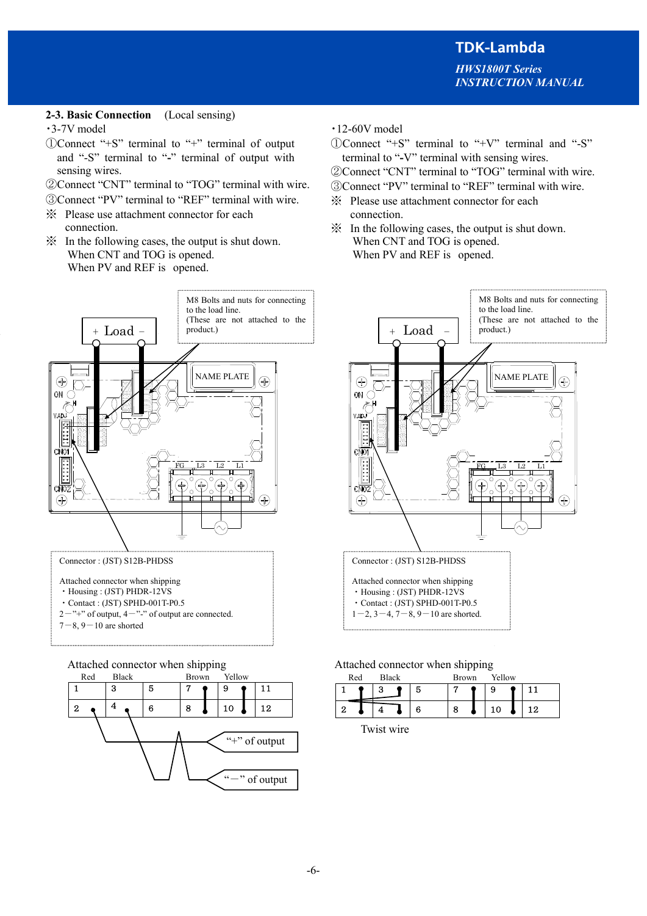## 2-3. Basic Connection (Local sensing)

・3-7V model

①Connect "+S" terminal to "+" terminal of output and "-S" terminal to "-" terminal of output with sensing wires.

②Connect "CNT" terminal to "TOG" terminal with wire.

③Connect "PV" terminal to "REF" terminal with wire.

※ Please use attachment connector for each connection.

※ In the following cases, the output is shut down.
When CNT and TOG is opened.
When PV and REF is opened.

・12-60V model

①Connect "+S" terminal to "+V" terminal and "-S" terminal to "-V" terminal with sensing wires.

②Connect "CNT" terminal to "TOG" terminal with wire.

③Connect "PV" terminal to "REF" terminal with wire.

※ Please use attachment connector for each connection.

※ In the following cases, the output is shut down.
When CNT and TOG is opened.
When PV and REF is opened.

M8 Bolts and nuts for connecting to the load line.
(These are not attached to the product.)

+ Load −

NAME PLATE

ON, ADJ, CN01, CN02, FG, L3, L2, L1

**3-7V model:**

Connector : (JST) S12B-PHDSS

Attached connector when shipping
・Housing : (JST) PHDR-12VS
・Contact : (JST) SPHD-001T-P0.5
2−"+" of output, 4−"-" of output are connected.
7−8, 9−10 are shorted

Attached connector when shipping

| Red | Black | | Brown | Yellow | |
|---|---|---|---|---|---|
| 1 | 3 | 5 | 7 | 9 | 11 |
| 2 | 4 | 6 | 8 | 10 | 12 |

"+" of output

"−" of output

**12-60V model:**

Connector : (JST) S12B-PHDSS

Attached connector when shipping
・Housing : (JST) PHDR-12VS
・Contact : (JST) SPHD-001T-P0.5
1−2, 3−4, 7−8, 9−10 are shorted.

Attached connector when shipping

| Red | Black | | Brown | Yellow | |
|---|---|---|---|---|---|
| 1 | 3 | 5 | 7 | 9 | 11 |
| 2 | 4 | 6 | 8 | 10 | 12 |

Twist wire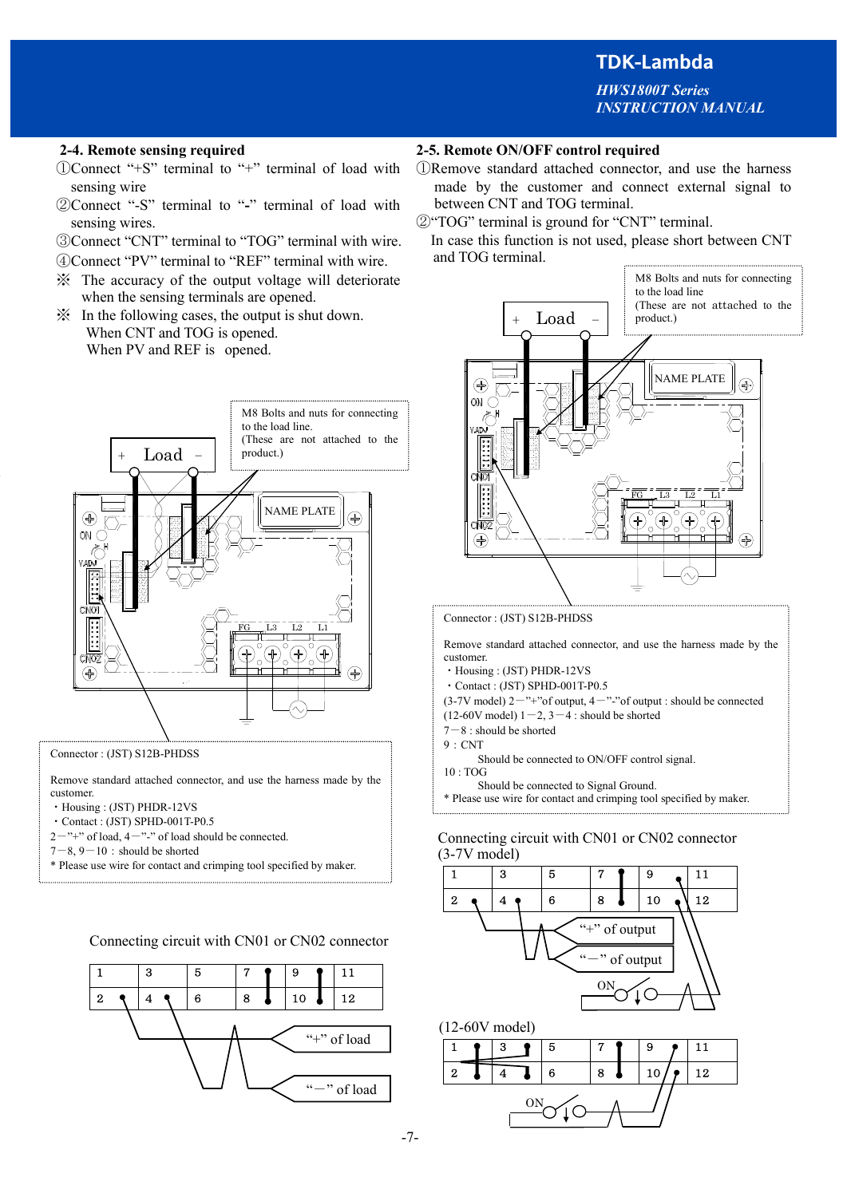## 2-4. Remote sensing required

①Connect "+S" terminal to "+" terminal of load with sensing wire

②Connect "-S" terminal to "-" terminal of load with sensing wires.

③Connect "CNT" terminal to "TOG" terminal with wire.

④Connect "PV" terminal to "REF" terminal with wire.

※ The accuracy of the output voltage will deteriorate when the sensing terminals are opened.

※ In the following cases, the output is shut down.
When CNT and TOG is opened.
When PV and REF is opened.

M8 Bolts and nuts for connecting to the load line.
(These are not attached to the product.)

Connector : (JST) S12B-PHDSS

Remove standard attached connector, and use the harness made by the customer.

・Housing : (JST) PHDR-12VS
・Contact : (JST) SPHD-001T-P0.5

2－"+" of load, 4－"-" of load should be connected.
7－8, 9－10 : should be shorted
* Please use wire for contact and crimping tool specified by maker.

Connecting circuit with CN01 or CN02 connector

| 1 | 3 | 5 | 7 | 9 | 11 |
|---|---|---|---|---|---|
| 2 | 4 | 6 | 8 | 10 | 12 |

"+" of load
"－" of load

## 2-5. Remote ON/OFF control required

①Remove standard attached connector, and use the harness made by the customer and connect external signal to between CNT and TOG terminal.

②"TOG" terminal is ground for "CNT" terminal.
In case this function is not used, please short between CNT and TOG terminal.

M8 Bolts and nuts for connecting to the load line
(These are not attached to the product.)

Connector : (JST) S12B-PHDSS

Remove standard attached connector, and use the harness made by the customer.

・Housing : (JST) PHDR-12VS
・Contact : (JST) SPHD-001T-P0.5

(3-7V model) 2－"+"of output, 4－"-"of output : should be connected
(12-60V model) 1－2, 3－4 : should be shorted
7－8 : should be shorted
9 : CNT
Should be connected to ON/OFF control signal.
10 : TOG
Should be connected to Signal Ground.
* Please use wire for contact and crimping tool specified by maker.

Connecting circuit with CN01 or CN02 connector
(3-7V model)

| 1 | 3 | 5 | 7 | 9 | 11 |
|---|---|---|---|---|---|
| 2 | 4 | 6 | 8 | 10 | 12 |

"+" of output
"－" of output
ON

(12-60V model)

| 1 | 3 | 5 | 7 | 9 | 11 |
|---|---|---|---|---|---|
| 2 | 4 | 6 | 8 | 10 | 12 |

ON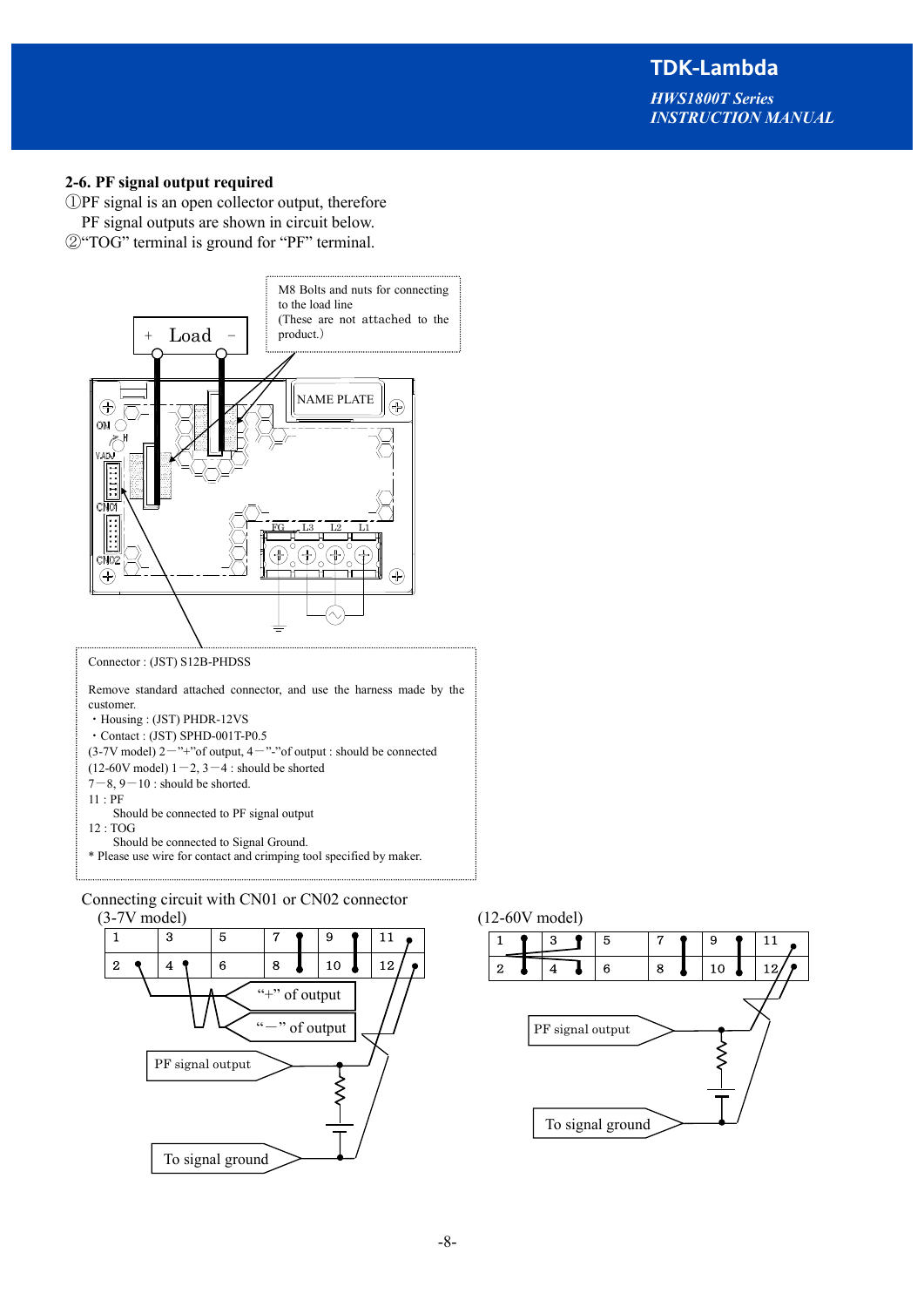## 2-6. PF signal output required

①PF signal is an open collector output, therefore PF signal outputs are shown in circuit below.

②"TOG" terminal is ground for "PF" terminal.

M8 Bolts and nuts for connecting to the load line
(These are not attached to the product.)

+ Load −

NAME PLATE

ON

VADJ

CN01

CN02

FG L3 L2 L1

Connector : (JST) S12B-PHDSS

Remove standard attached connector, and use the harness made by the customer.

・Housing : (JST) PHDR-12VS
・Contact : (JST) SPHD-001T-P0.5

(3-7V model) 2－"+"of output, 4－"-"of output : should be connected
(12-60V model) 1－2, 3－4 : should be shorted
7－8, 9－10 : should be shorted.
11 : PF
  Should be connected to PF signal output
12 : TOG
  Should be connected to Signal Ground.
* Please use wire for contact and crimping tool specified by maker.

Connecting circuit with CN01 or CN02 connector

(3-7V model)

| 1 | 3 | 5 | 7 | 9 | 11 |
|---|---|---|---|---|---|
| 2 | 4 | 6 | 8 | 10 | 12 |

"+" of output

"−" of output

PF signal output

To signal ground

(12-60V model)

| 1 | 3 | 5 | 7 | 9 | 11 |
|---|---|---|---|---|---|
| 2 | 4 | 6 | 8 | 10 | 12 |

PF signal output

To signal ground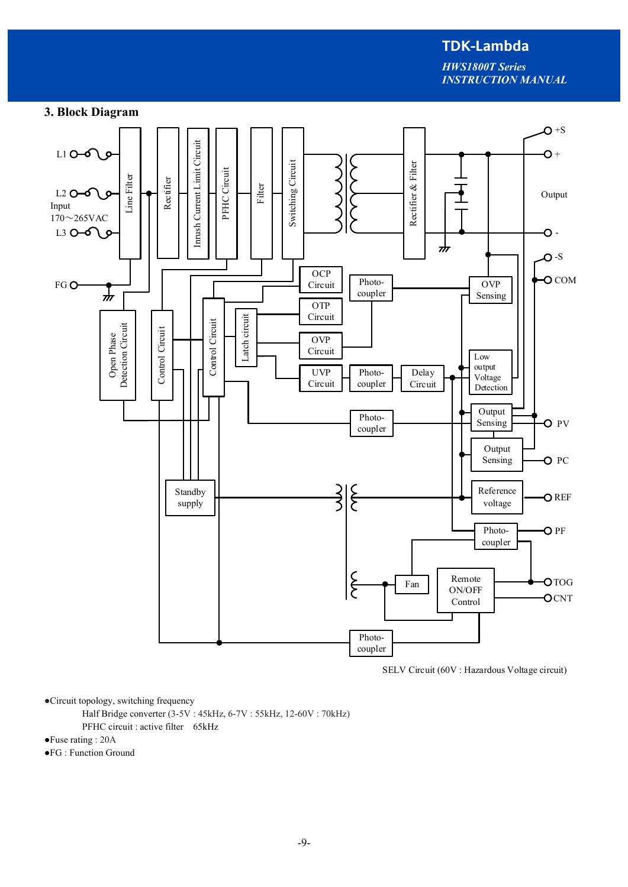## 3. Block Diagram

SELV Circuit (60V : Hazardous Voltage circuit)

- ●Circuit topology, switching frequency

  Half Bridge converter (3-5V : 45kHz, 6-7V : 55kHz, 12-60V : 70kHz)

  PFHC circuit : active filter　65kHz
- ●Fuse rating : 20A
- ●FG : Function Ground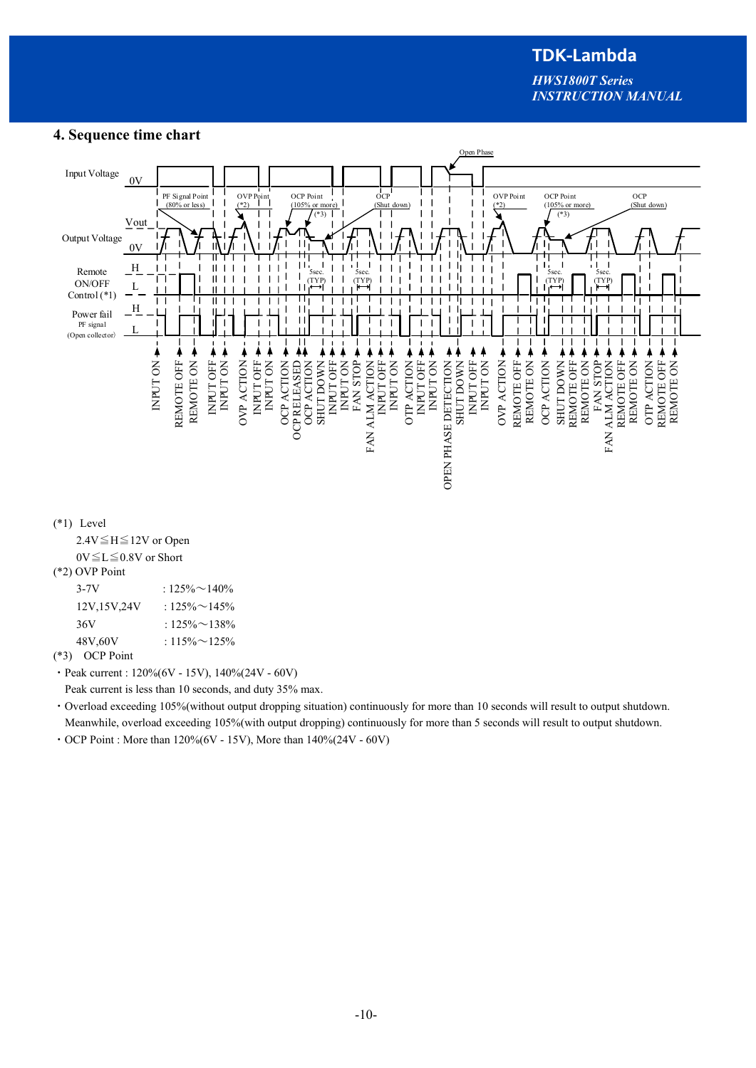## 4. Sequence time chart

Input Voltage

Output Voltage

Remote ON/OFF Control (*1)

Power fail PF signal (Open collector)

(*1) Level

2.4V≦H≦12V or Open

0V≦L≦0.8V or Short

(*2) OVP Point

| | |
|---|---|
| 3-7V | : 125%～140% |
| 12V,15V,24V | : 125%～145% |
| 36V | : 125%～138% |
| 48V,60V | : 115%～125% |

(*3) OCP Point

- Peak current : 120%(6V - 15V), 140%(24V - 60V)
  Peak current is less than 10 seconds, and duty 35% max.
- Overload exceeding 105%(without output dropping situation) continuously for more than 10 seconds will result to output shutdown.
  Meanwhile, overload exceeding 105%(with output dropping) continuously for more than 5 seconds will result to output shutdown.
- OCP Point : More than 120%(6V - 15V), More than 140%(24V - 60V)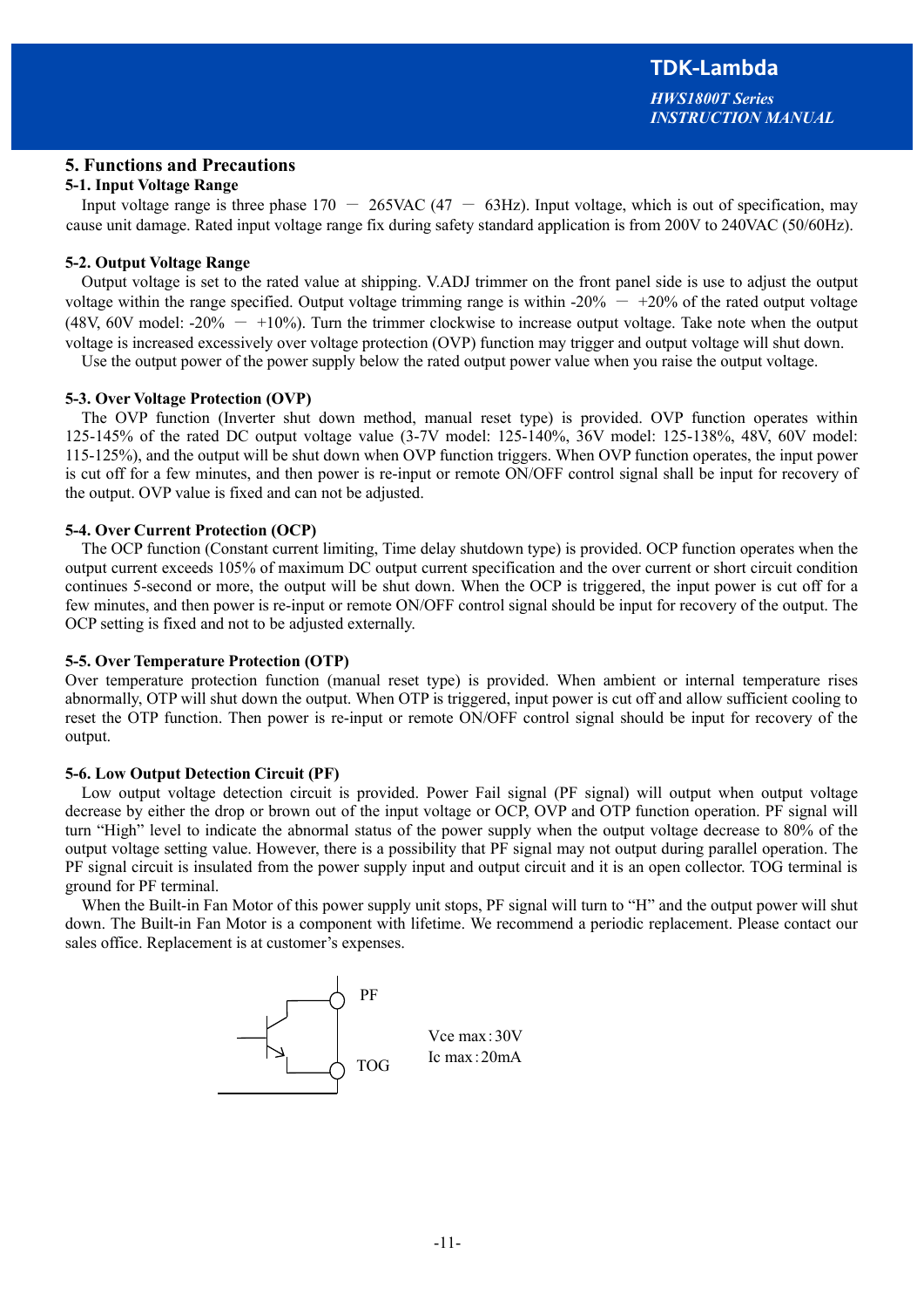# 5. Functions and Precautions

## 5-1. Input Voltage Range

Input voltage range is three phase 170 － 265VAC (47 － 63Hz). Input voltage, which is out of specification, may cause unit damage. Rated input voltage range fix during safety standard application is from 200V to 240VAC (50/60Hz).

## 5-2. Output Voltage Range

Output voltage is set to the rated value at shipping. V.ADJ trimmer on the front panel side is use to adjust the output voltage within the range specified. Output voltage trimming range is within -20% － +20% of the rated output voltage (48V, 60V model: -20% － +10%). Turn the trimmer clockwise to increase output voltage. Take note when the output voltage is increased excessively over voltage protection (OVP) function may trigger and output voltage will shut down.

Use the output power of the power supply below the rated output power value when you raise the output voltage.

## 5-3. Over Voltage Protection (OVP)

The OVP function (Inverter shut down method, manual reset type) is provided. OVP function operates within 125-145% of the rated DC output voltage value (3-7V model: 125-140%, 36V model: 125-138%, 48V, 60V model: 115-125%), and the output will be shut down when OVP function triggers. When OVP function operates, the input power is cut off for a few minutes, and then power is re-input or remote ON/OFF control signal shall be input for recovery of the output. OVP value is fixed and can not be adjusted.

## 5-4. Over Current Protection (OCP)

The OCP function (Constant current limiting, Time delay shutdown type) is provided. OCP function operates when the output current exceeds 105% of maximum DC output current specification and the over current or short circuit condition continues 5-second or more, the output will be shut down. When the OCP is triggered, the input power is cut off for a few minutes, and then power is re-input or remote ON/OFF control signal should be input for recovery of the output. The OCP setting is fixed and not to be adjusted externally.

## 5-5. Over Temperature Protection (OTP)

Over temperature protection function (manual reset type) is provided. When ambient or internal temperature rises abnormally, OTP will shut down the output. When OTP is triggered, input power is cut off and allow sufficient cooling to reset the OTP function. Then power is re-input or remote ON/OFF control signal should be input for recovery of the output.

## 5-6. Low Output Detection Circuit (PF)

Low output voltage detection circuit is provided. Power Fail signal (PF signal) will output when output voltage decrease by either the drop or brown out of the input voltage or OCP, OVP and OTP function operation. PF signal will turn "High" level to indicate the abnormal status of the power supply when the output voltage decrease to 80% of the output voltage setting value. However, there is a possibility that PF signal may not output during parallel operation. The PF signal circuit is insulated from the power supply input and output circuit and it is an open collector. TOG terminal is ground for PF terminal.

When the Built-in Fan Motor of this power supply unit stops, PF signal will turn to "H" and the output power will shut down. The Built-in Fan Motor is a component with lifetime. We recommend a periodic replacement. Please contact our sales office. Replacement is at customer's expenses.

PF

TOG

Vce max : 30V
Ic max : 20mA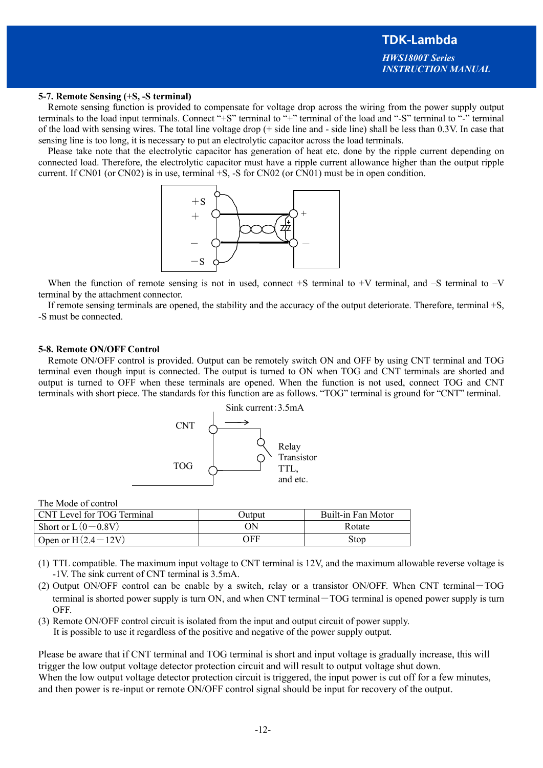### 5-7. Remote Sensing (+S, -S terminal)

Remote sensing function is provided to compensate for voltage drop across the wiring from the power supply output terminals to the load input terminals. Connect "+S" terminal to "+" terminal of the load and "-S" terminal to "-" terminal of the load with sensing wires. The total line voltage drop (+ side line and - side line) shall be less than 0.3V. In case that sensing line is too long, it is necessary to put an electrolytic capacitor across the load terminals.

Please take note that the electrolytic capacitor has generation of heat etc. done by the ripple current depending on connected load. Therefore, the electrolytic capacitor must have a ripple current allowance higher than the output ripple current. If CN01 (or CN02) is in use, terminal +S, -S for CN02 (or CN01) must be in open condition.

When the function of remote sensing is not in used, connect +S terminal to +V terminal, and –S terminal to –V terminal by the attachment connector.

If remote sensing terminals are opened, the stability and the accuracy of the output deteriorate. Therefore, terminal +S, -S must be connected.

### 5-8. Remote ON/OFF Control

Remote ON/OFF control is provided. Output can be remotely switch ON and OFF by using CNT terminal and TOG terminal even though input is connected. The output is turned to ON when TOG and CNT terminals are shorted and output is turned to OFF when these terminals are opened. When the function is not used, connect TOG and CNT terminals with short piece. The standards for this function are as follows. "TOG" terminal is ground for "CNT" terminal.

Sink current : 3.5mA

CNT

TOG

Relay
Transistor
TTL,
and etc.

The Mode of control

| CNT Level for TOG Terminal | Output | Built-in Fan Motor |
|---|---|---|
| Short or L (0－0.8V) | ON | Rotate |
| Open or H (2.4－12V) | OFF | Stop |

(1) TTL compatible. The maximum input voltage to CNT terminal is 12V, and the maximum allowable reverse voltage is -1V. The sink current of CNT terminal is 3.5mA.

(2) Output ON/OFF control can be enable by a switch, relay or a transistor ON/OFF. When CNT terminal－TOG terminal is shorted power supply is turn ON, and when CNT terminal－TOG terminal is opened power supply is turn OFF.

(3) Remote ON/OFF control circuit is isolated from the input and output circuit of power supply.
It is possible to use it regardless of the positive and negative of the power supply output.

Please be aware that if CNT terminal and TOG terminal is short and input voltage is gradually increase, this will trigger the low output voltage detector protection circuit and will result to output voltage shut down.
When the low output voltage detector protection circuit is triggered, the input power is cut off for a few minutes, and then power is re-input or remote ON/OFF control signal should be input for recovery of the output.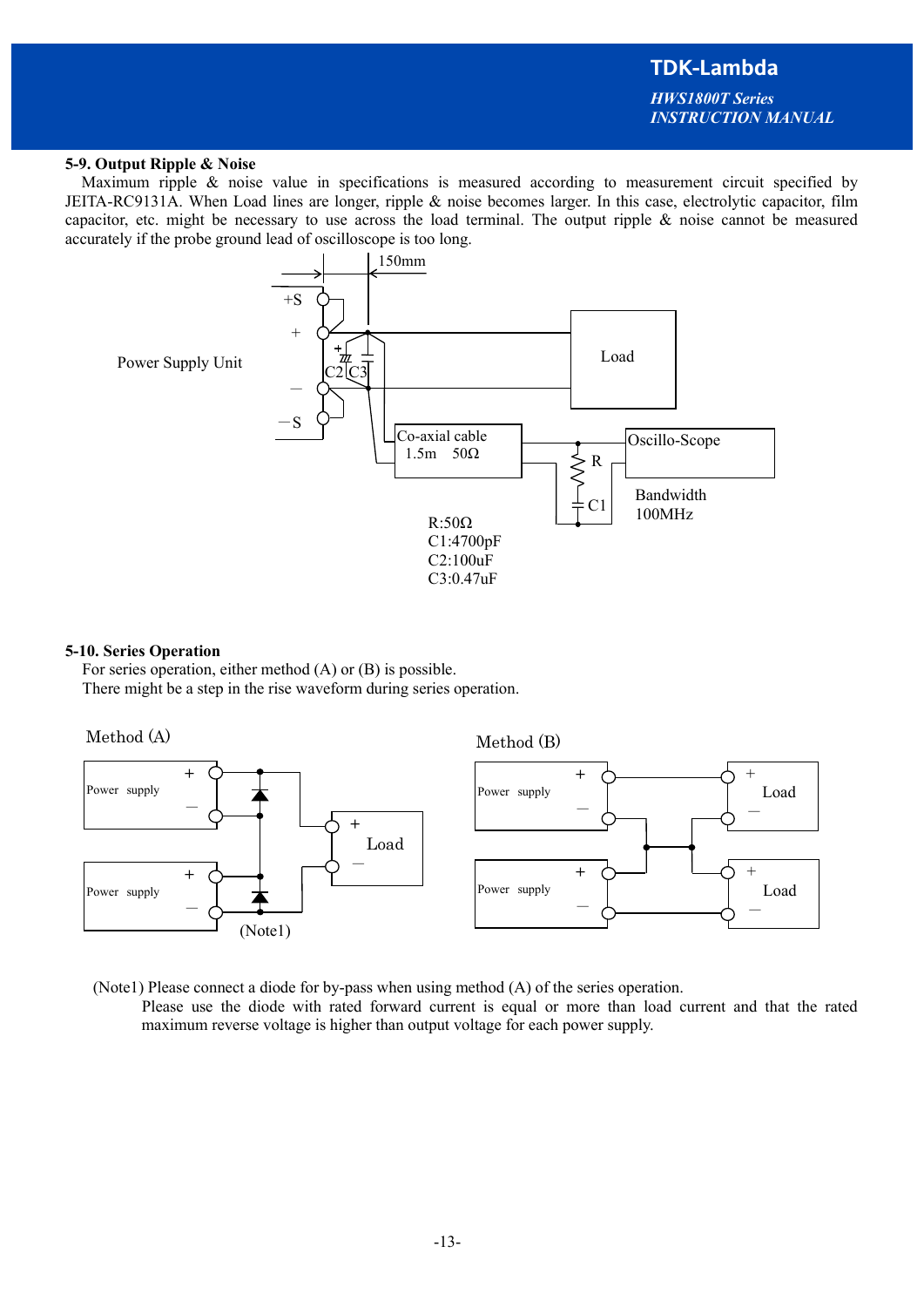### 5-9. Output Ripple & Noise

Maximum ripple & noise value in specifications is measured according to measurement circuit specified by JEITA-RC9131A. When Load lines are longer, ripple & noise becomes larger. In this case, electrolytic capacitor, film capacitor, etc. might be necessary to use across the load terminal. The output ripple & noise cannot be measured accurately if the probe ground lead of oscilloscope is too long.

R:50Ω
C1:4700pF
C2:100uF
C3:0.47uF

### 5-10. Series Operation

For series operation, either method (A) or (B) is possible.
There might be a step in the rise waveform during series operation.

(Note1) Please connect a diode for by-pass when using method (A) of the series operation.
Please use the diode with rated forward current is equal or more than load current and that the rated maximum reverse voltage is higher than output voltage for each power supply.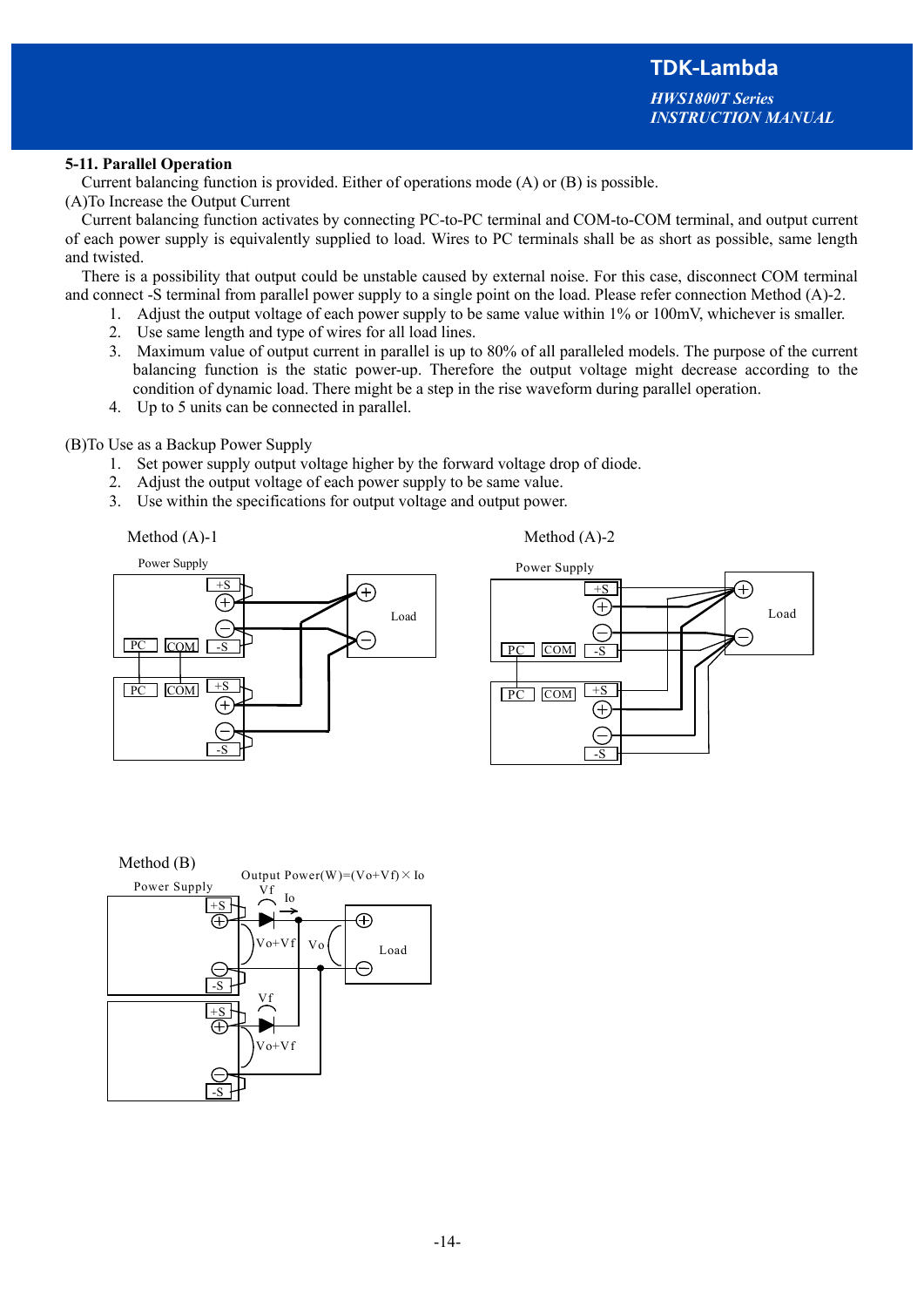## 5-11. Parallel Operation

Current balancing function is provided. Either of operations mode (A) or (B) is possible.

(A)To Increase the Output Current

Current balancing function activates by connecting PC-to-PC terminal and COM-to-COM terminal, and output current of each power supply is equivalently supplied to load. Wires to PC terminals shall be as short as possible, same length and twisted.

There is a possibility that output could be unstable caused by external noise. For this case, disconnect COM terminal and connect -S terminal from parallel power supply to a single point on the load. Please refer connection Method (A)-2.

1. Adjust the output voltage of each power supply to be same value within 1% or 100mV, whichever is smaller.
2. Use same length and type of wires for all load lines.
3. Maximum value of output current in parallel is up to 80% of all paralleled models. The purpose of the current balancing function is the static power-up. Therefore the output voltage might decrease according to the condition of dynamic load. There might be a step in the rise waveform during parallel operation.
4. Up to 5 units can be connected in parallel.

(B)To Use as a Backup Power Supply

1. Set power supply output voltage higher by the forward voltage drop of diode.
2. Adjust the output voltage of each power supply to be same value.
3. Use within the specifications for output voltage and output power.

Method (A)-1

Method (A)-2

Method (B)

Output Power(W)=(Vo+Vf)×Io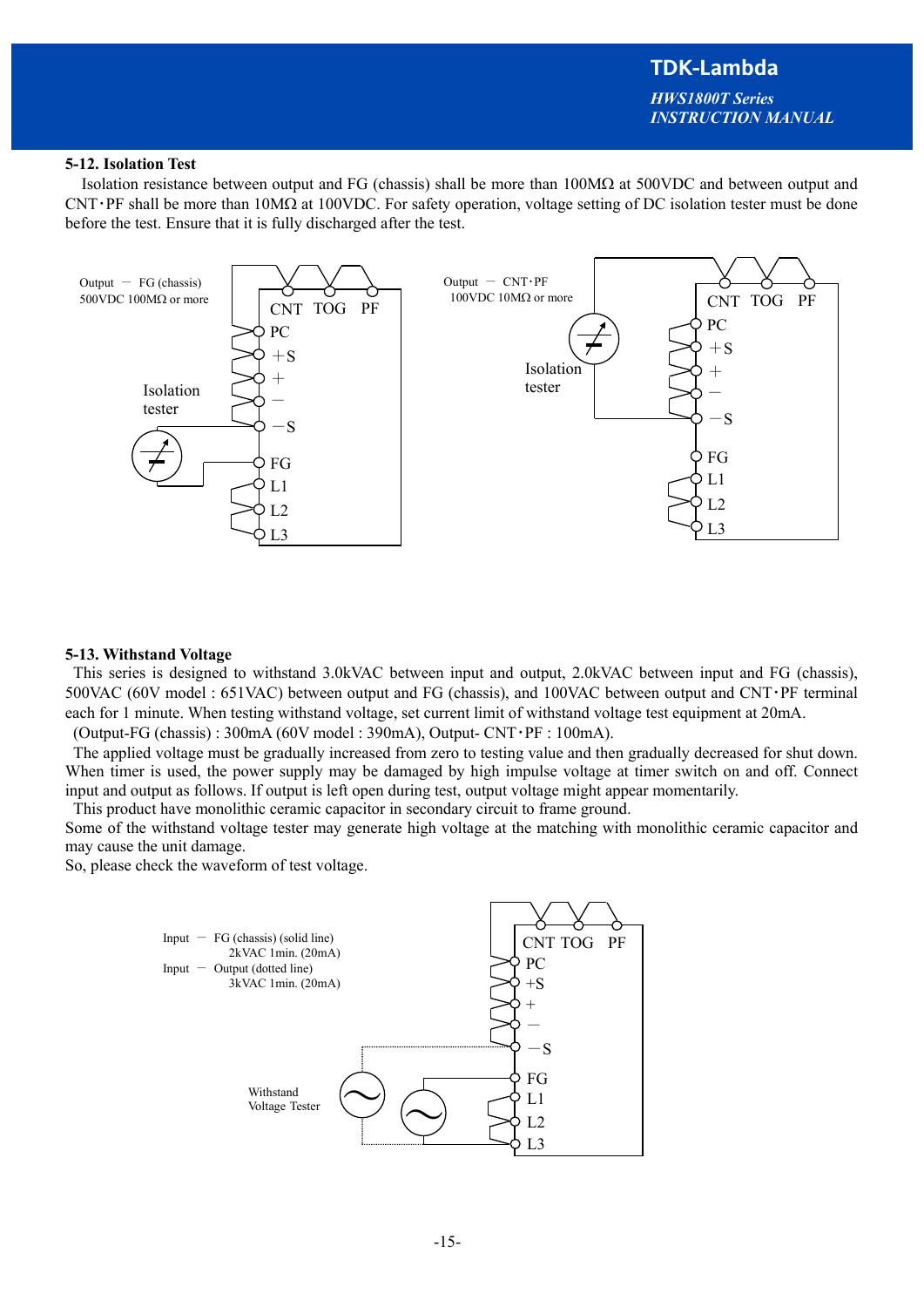### 5-12. Isolation Test

Isolation resistance between output and FG (chassis) shall be more than 100MΩ at 500VDC and between output and CNT・PF shall be more than 10MΩ at 100VDC. For safety operation, voltage setting of DC isolation tester must be done before the test. Ensure that it is fully discharged after the test.

Output － FG (chassis)
500VDC 100MΩ or more

Output － CNT・PF
100VDC 10MΩ or more

### 5-13. Withstand Voltage

This series is designed to withstand 3.0kVAC between input and output, 2.0kVAC between input and FG (chassis), 500VAC (60V model : 651VAC) between output and FG (chassis), and 100VAC between output and CNT・PF terminal each for 1 minute. When testing withstand voltage, set current limit of withstand voltage test equipment at 20mA.
(Output-FG (chassis) : 300mA (60V model : 390mA), Output- CNT・PF : 100mA).

The applied voltage must be gradually increased from zero to testing value and then gradually decreased for shut down. When timer is used, the power supply may be damaged by high impulse voltage at timer switch on and off. Connect input and output as follows. If output is left open during test, output voltage might appear momentarily.

This product have monolithic ceramic capacitor in secondary circuit to frame ground.
Some of the withstand voltage tester may generate high voltage at the matching with monolithic ceramic capacitor and may cause the unit damage.
So, please check the waveform of test voltage.

Input － FG (chassis) (solid line)
2kVAC 1min. (20mA)
Input － Output (dotted line)
3kVAC 1min. (20mA)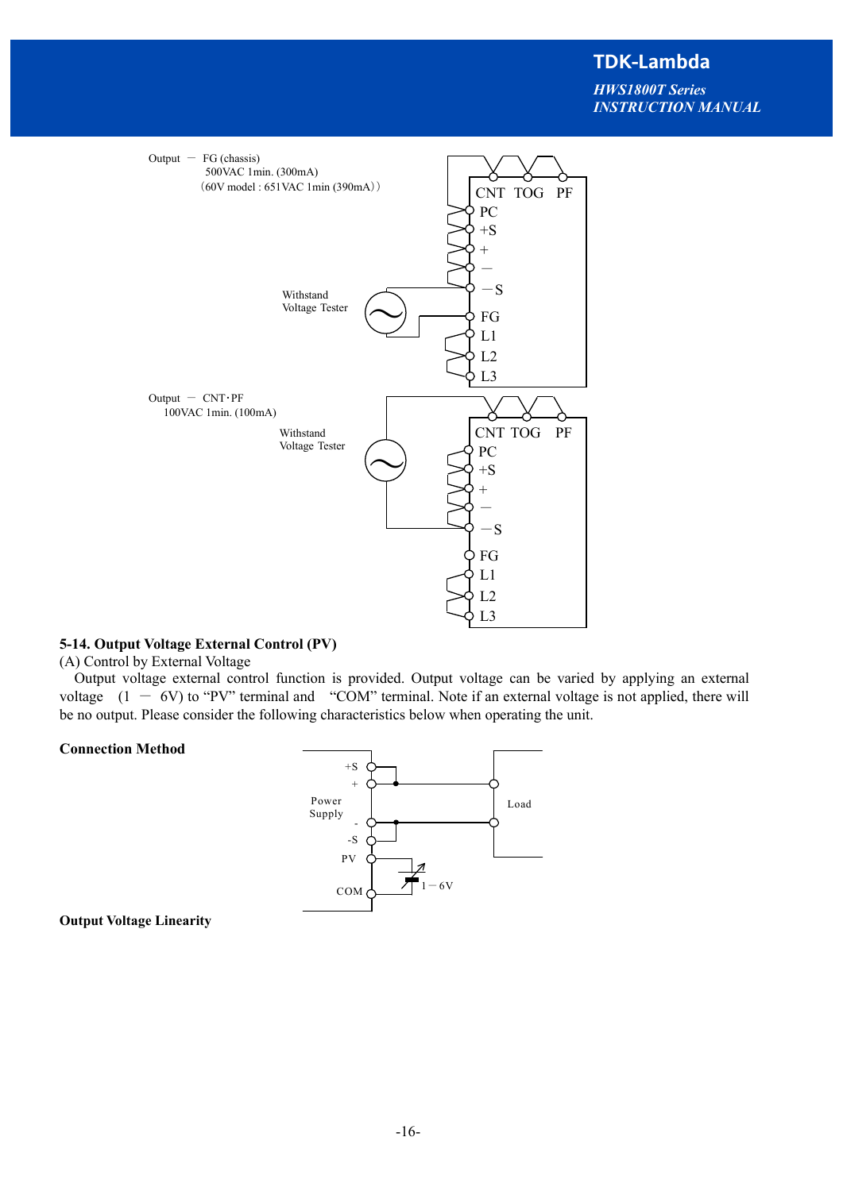Output — FG (chassis)
500VAC 1min. (300mA)
（60V model : 651VAC 1min (390mA)）

Withstand Voltage Tester

CNT TOG PF
PC
+S
+
—
—S
FG
L1
L2
L3

Output — CNT･PF
100VAC 1min. (100mA)

Withstand Voltage Tester

CNT TOG PF
PC
+S
+
—
—S
FG
L1
L2
L3

## 5-14. Output Voltage External Control (PV)

(A) Control by External Voltage

Output voltage external control function is provided. Output voltage can be varied by applying an external voltage (1 — 6V) to “PV” terminal and “COM” terminal. Note if an external voltage is not applied, there will be no output. Please consider the following characteristics below when operating the unit.

**Connection Method**

+S
+
Power Supply
-
-S
PV
COM
1 — 6V
Load

**Output Voltage Linearity**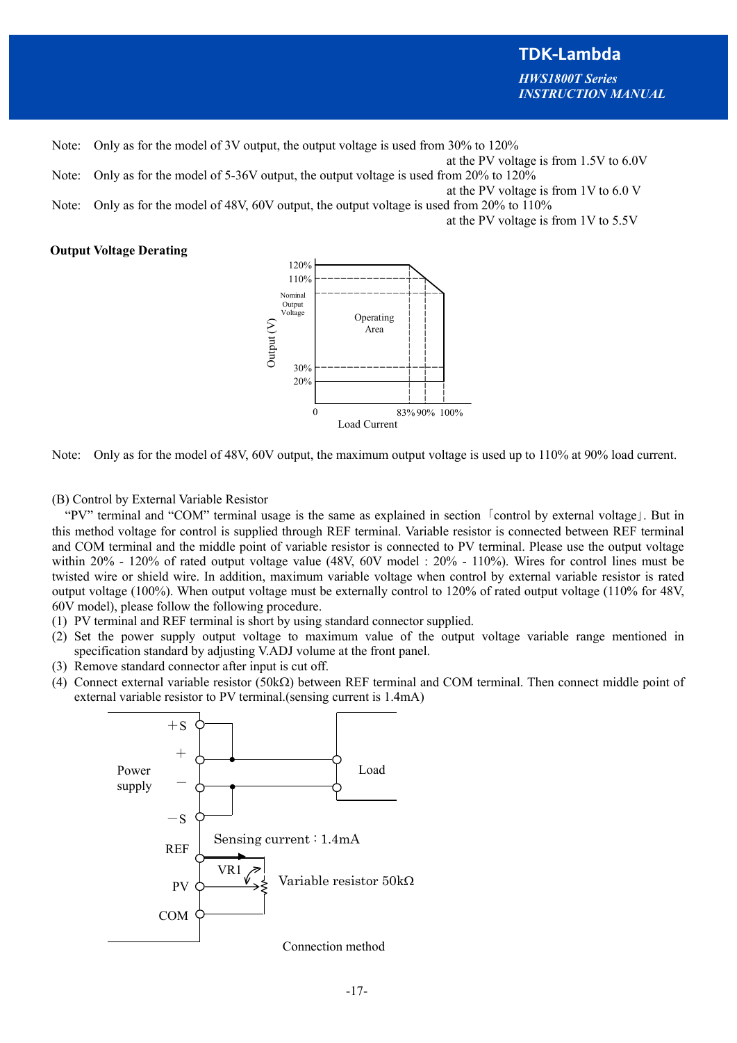Note: Only as for the model of 3V output, the output voltage is used from 30% to 120%
at the PV voltage is from 1.5V to 6.0V

Note: Only as for the model of 5-36V output, the output voltage is used from 20% to 120%
at the PV voltage is from 1V to 6.0 V

Note: Only as for the model of 48V, 60V output, the output voltage is used from 20% to 110%
at the PV voltage is from 1V to 5.5V

**Output Voltage Derating**

Note: Only as for the model of 48V, 60V output, the maximum output voltage is used up to 110% at 90% load current.

(B) Control by External Variable Resistor

"PV" terminal and "COM" terminal usage is the same as explained in section「control by external voltage」. But in this method voltage for control is supplied through REF terminal. Variable resistor is connected between REF terminal and COM terminal and the middle point of variable resistor is connected to PV terminal. Please use the output voltage within 20% - 120% of rated output voltage value (48V, 60V model : 20% - 110%). Wires for control lines must be twisted wire or shield wire. In addition, maximum variable voltage when control by external variable resistor is rated output voltage (100%). When output voltage must be externally control to 120% of rated output voltage (110% for 48V, 60V model), please follow the following procedure.

(1) PV terminal and REF terminal is short by using standard connector supplied.
(2) Set the power supply output voltage to maximum value of the output voltage variable range mentioned in specification standard by adjusting V.ADJ volume at the front panel.
(3) Remove standard connector after input is cut off.
(4) Connect external variable resistor (50kΩ) between REF terminal and COM terminal. Then connect middle point of external variable resistor to PV terminal.(sensing current is 1.4mA)

Connection method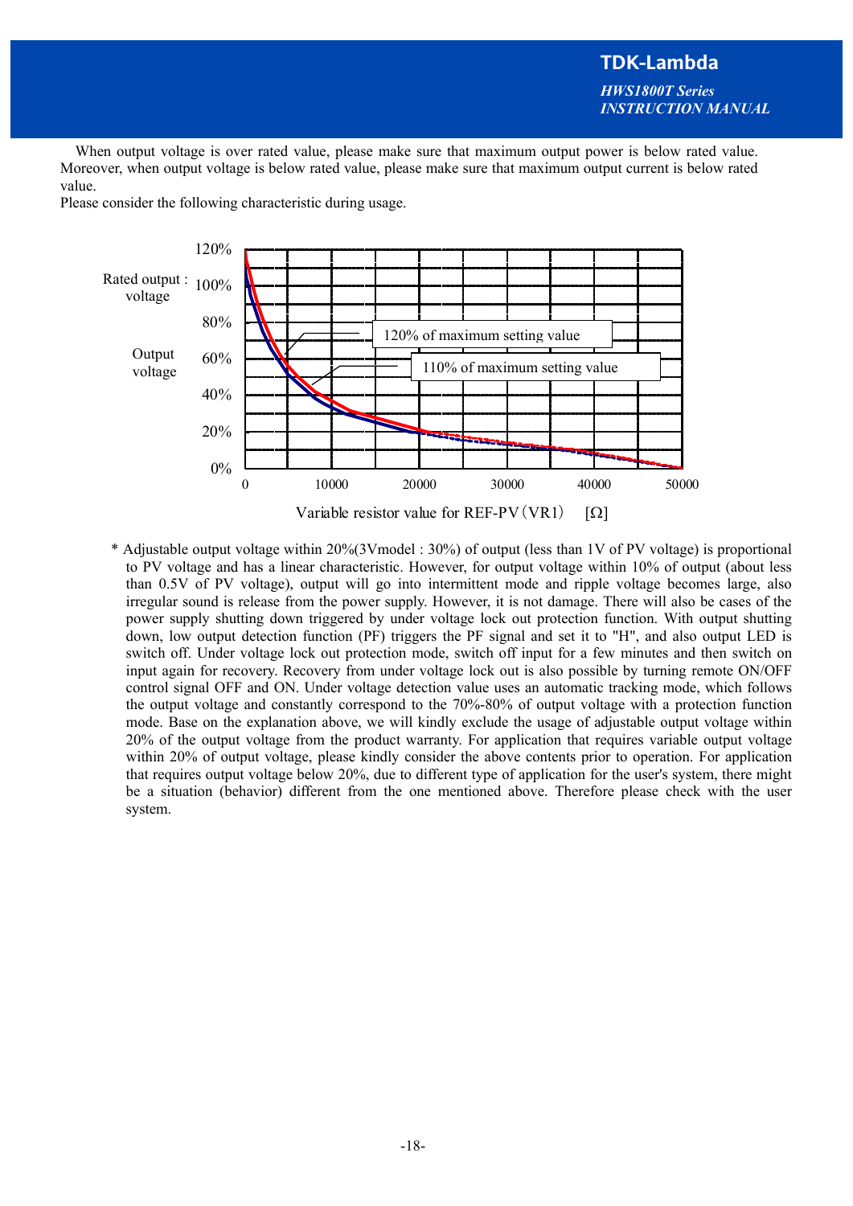When output voltage is over rated value, please make sure that maximum output power is below rated value. Moreover, when output voltage is below rated value, please make sure that maximum output current is below rated value.

Please consider the following characteristic during usage.

* Adjustable output voltage within 20%(3Vmodel : 30%) of output (less than 1V of PV voltage) is proportional to PV voltage and has a linear characteristic. However, for output voltage within 10% of output (about less than 0.5V of PV voltage), output will go into intermittent mode and ripple voltage becomes large, also irregular sound is release from the power supply. However, it is not damage. There will also be cases of the power supply shutting down triggered by under voltage lock out protection function. With output shutting down, low output detection function (PF) triggers the PF signal and set it to "H", and also output LED is switch off. Under voltage lock out protection mode, switch off input for a few minutes and then switch on input again for recovery. Recovery from under voltage lock out is also possible by turning remote ON/OFF control signal OFF and ON. Under voltage detection value uses an automatic tracking mode, which follows the output voltage and constantly correspond to the 70%-80% of output voltage with a protection function mode. Base on the explanation above, we will kindly exclude the usage of adjustable output voltage within 20% of the output voltage from the product warranty. For application that requires variable output voltage within 20% of output voltage, please kindly consider the above contents prior to operation. For application that requires output voltage below 20%, due to different type of application for the user's system, there might be a situation (behavior) different from the one mentioned above. Therefore please check with the user system.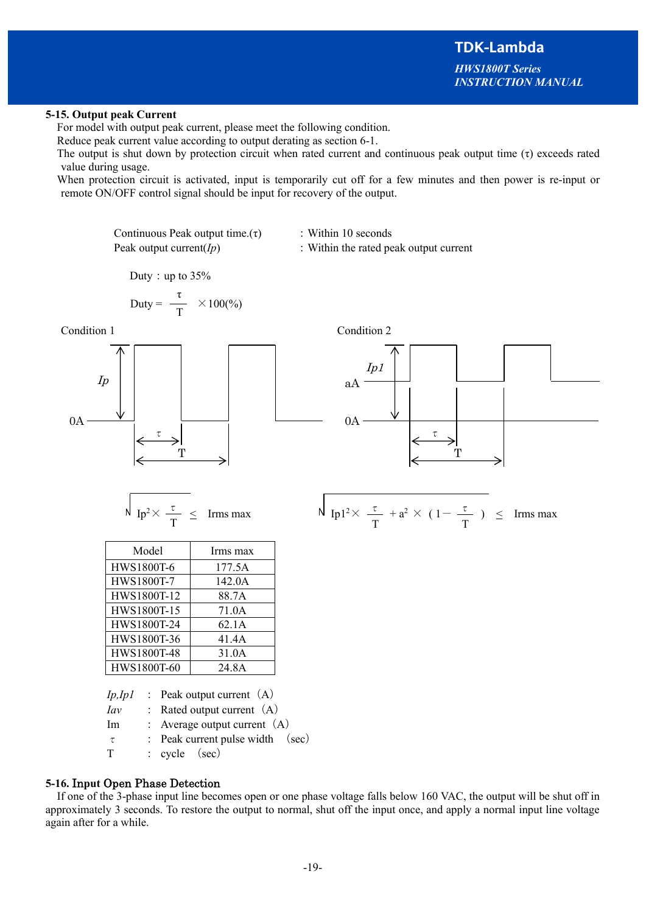### 5-15. Output peak Current

For model with output peak current, please meet the following condition.

Reduce peak current value according to output derating as section 6-1.

The output is shut down by protection circuit when rated current and continuous peak output time (τ) exceeds rated value during usage.

When protection circuit is activated, input is temporarily cut off for a few minutes and then power is re-input or remote ON/OFF control signal should be input for recovery of the output.

Continuous Peak output time.(τ) : Within 10 seconds

Peak output current(*Ip*) : Within the rated peak output current

Duty : up to 35%

$$\text{Duty} = \frac{\tau}{T} \times 100(\%)$$

Condition 1

Condition 2

$$\sqrt{Ip^2 \times \frac{\tau}{T}} \leq \text{Irms max}$$

$$\sqrt{Ip1^2 \times \frac{\tau}{T} + a^2 \times \left(1 - \frac{\tau}{T}\right)} \leq \text{Irms max}$$

| Model | Irms max |
|---|---|
| HWS1800T-6 | 177.5A |
| HWS1800T-7 | 142.0A |
| HWS1800T-12 | 88.7A |
| HWS1800T-15 | 71.0A |
| HWS1800T-24 | 62.1A |
| HWS1800T-36 | 41.4A |
| HWS1800T-48 | 31.0A |
| HWS1800T-60 | 24.8A |

*Ip,Ip1* : Peak output current (A)

*Iav* : Rated output current (A)

Im : Average output current (A)

τ : Peak current pulse width (sec)

T : cycle (sec)

### 5-16. Input Open Phase Detection

If one of the 3-phase input line becomes open or one phase voltage falls below 160 VAC, the output will be shut off in approximately 3 seconds. To restore the output to normal, shut off the input once, and apply a normal input line voltage again after for a while.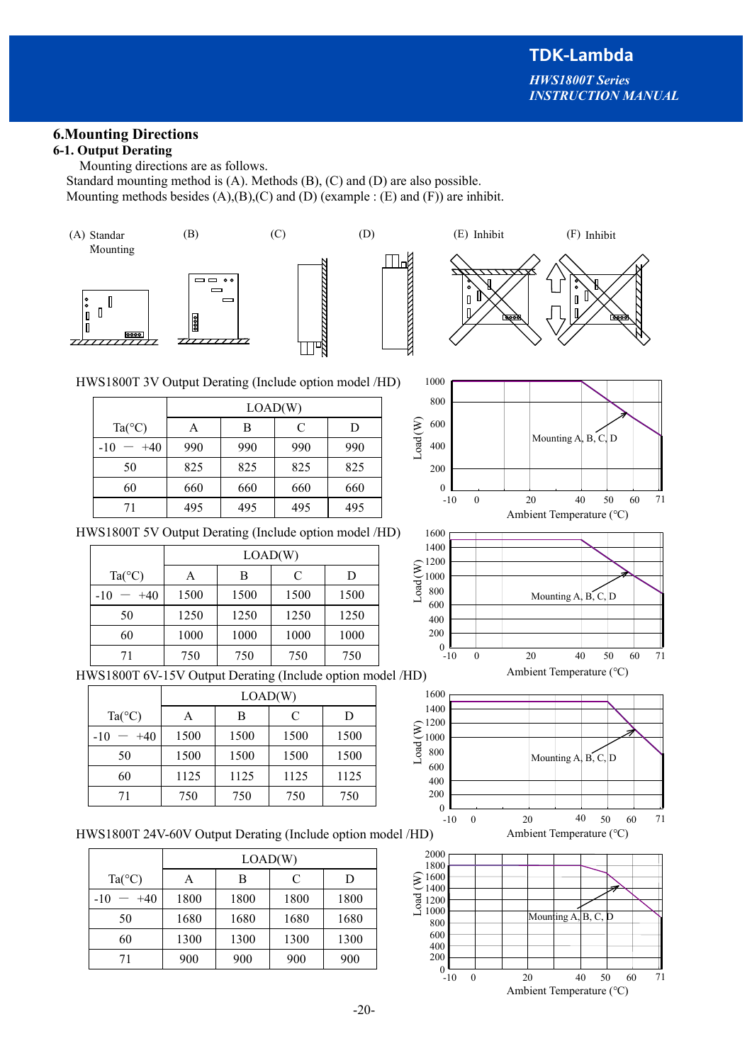## 6.Mounting Directions

### 6-1. Output Derating

Mounting directions are as follows.
Standard mounting method is (A). Methods (B), (C) and (D) are also possible.
Mounting methods besides (A),(B),(C) and (D) (example : (E) and (F)) are inhibit.

(A) Standar Mounting (B) (C) (D) (E) Inhibit (F) Inhibit

HWS1800T 3V Output Derating (Include option model /HD)

| Ta(°C) | LOAD(W) | | | |
|---|---|---|---|---|
| | A | B | C | D |
| -10 ― +40 | 990 | 990 | 990 | 990 |
| 50 | 825 | 825 | 825 | 825 |
| 60 | 660 | 660 | 660 | 660 |
| 71 | 495 | 495 | 495 | 495 |

HWS1800T 5V Output Derating (Include option model /HD)

| Ta(°C) | LOAD(W) | | | |
|---|---|---|---|---|
| | A | B | C | D |
| -10 ― +40 | 1500 | 1500 | 1500 | 1500 |
| 50 | 1250 | 1250 | 1250 | 1250 |
| 60 | 1000 | 1000 | 1000 | 1000 |
| 71 | 750 | 750 | 750 | 750 |

HWS1800T 6V-15V Output Derating (Include option model /HD)

| Ta(°C) | LOAD(W) | | | |
|---|---|---|---|---|
| | A | B | C | D |
| -10 ― +40 | 1500 | 1500 | 1500 | 1500 |
| 50 | 1500 | 1500 | 1500 | 1500 |
| 60 | 1125 | 1125 | 1125 | 1125 |
| 71 | 750 | 750 | 750 | 750 |

HWS1800T 24V-60V Output Derating (Include option model /HD)

| Ta(°C) | LOAD(W) | | | |
|---|---|---|---|---|
| | A | B | C | D |
| -10 ― +40 | 1800 | 1800 | 1800 | 1800 |
| 50 | 1680 | 1680 | 1680 | 1680 |
| 60 | 1300 | 1300 | 1300 | 1300 |
| 71 | 900 | 900 | 900 | 900 |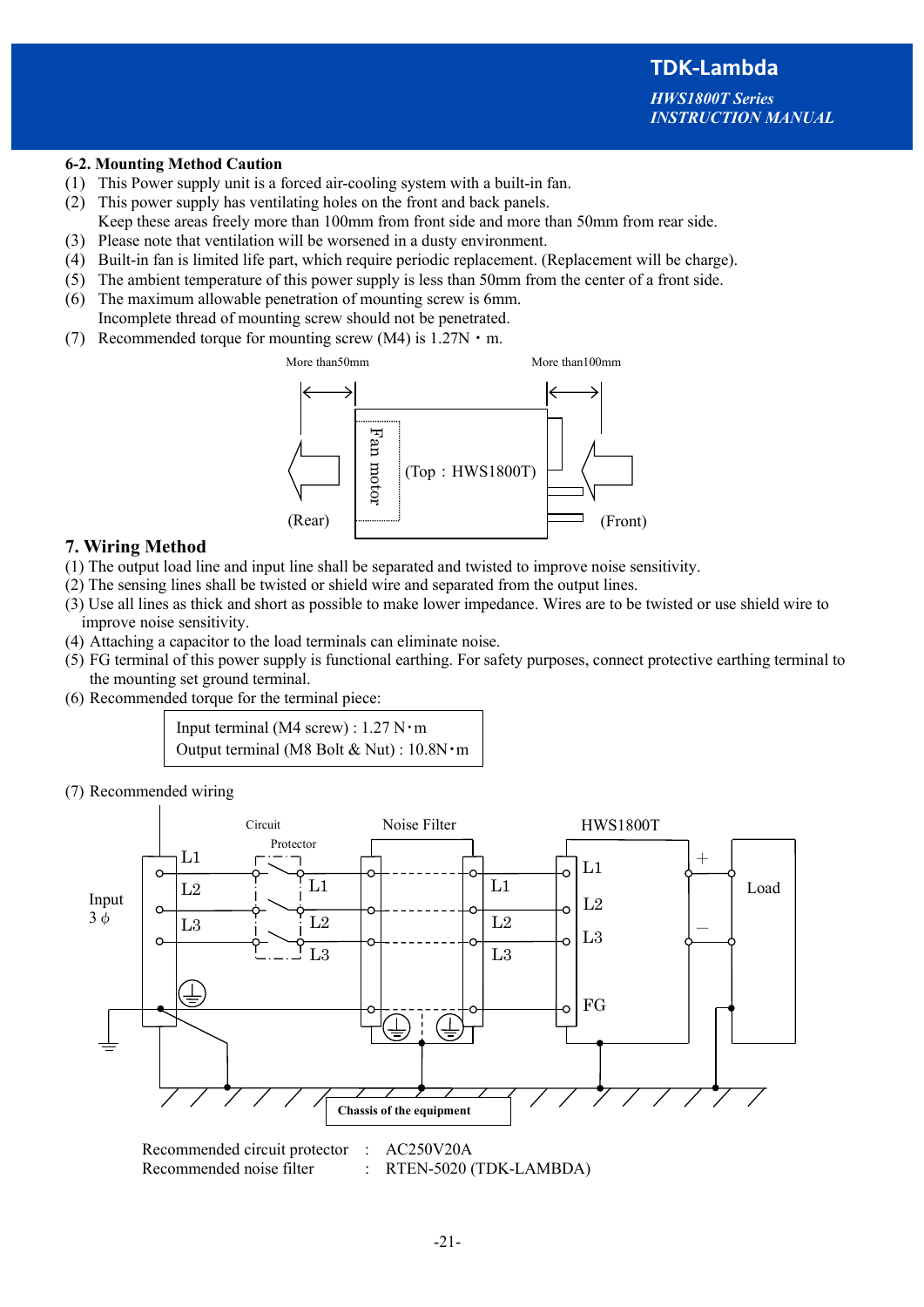## 6-2. Mounting Method Caution

(1) This Power supply unit is a forced air-cooling system with a built-in fan.
(2) This power supply has ventilating holes on the front and back panels.
Keep these areas freely more than 100mm from front side and more than 50mm from rear side.
(3) Please note that ventilation will be worsened in a dusty environment.
(4) Built-in fan is limited life part, which require periodic replacement. (Replacement will be charge).
(5) The ambient temperature of this power supply is less than 50mm from the center of a front side.
(6) The maximum allowable penetration of mounting screw is 6mm.
Incomplete thread of mounting screw should not be penetrated.
(7) Recommended torque for mounting screw (M4) is 1.27N・m.

More than50mm More than100mm

Fan motor (Top : HWS1800T)

(Rear) (Front)

## 7. Wiring Method

(1) The output load line and input line shall be separated and twisted to improve noise sensitivity.
(2) The sensing lines shall be twisted or shield wire and separated from the output lines.
(3) Use all lines as thick and short as possible to make lower impedance. Wires are to be twisted or use shield wire to improve noise sensitivity.
(4) Attaching a capacitor to the load terminals can eliminate noise.
(5) FG terminal of this power supply is functional earthing. For safety purposes, connect protective earthing terminal to the mounting set ground terminal.
(6) Recommended torque for the terminal piece:

| Input terminal (M4 screw) : 1.27 N・m |
|---|
| Output terminal (M8 Bolt & Nut) : 10.8N・m |

(7) Recommended wiring

Input 3 ϕ — L1, L2, L3 — Circuit Protector (L1, L2, L3) — Noise Filter (L1, L2, L3) — HWS1800T (L1, L2, L3, FG) — + / − — Load

Chassis of the equipment

Recommended circuit protector : AC250V20A
Recommended noise filter : RTEN-5020 (TDK-LAMBDA)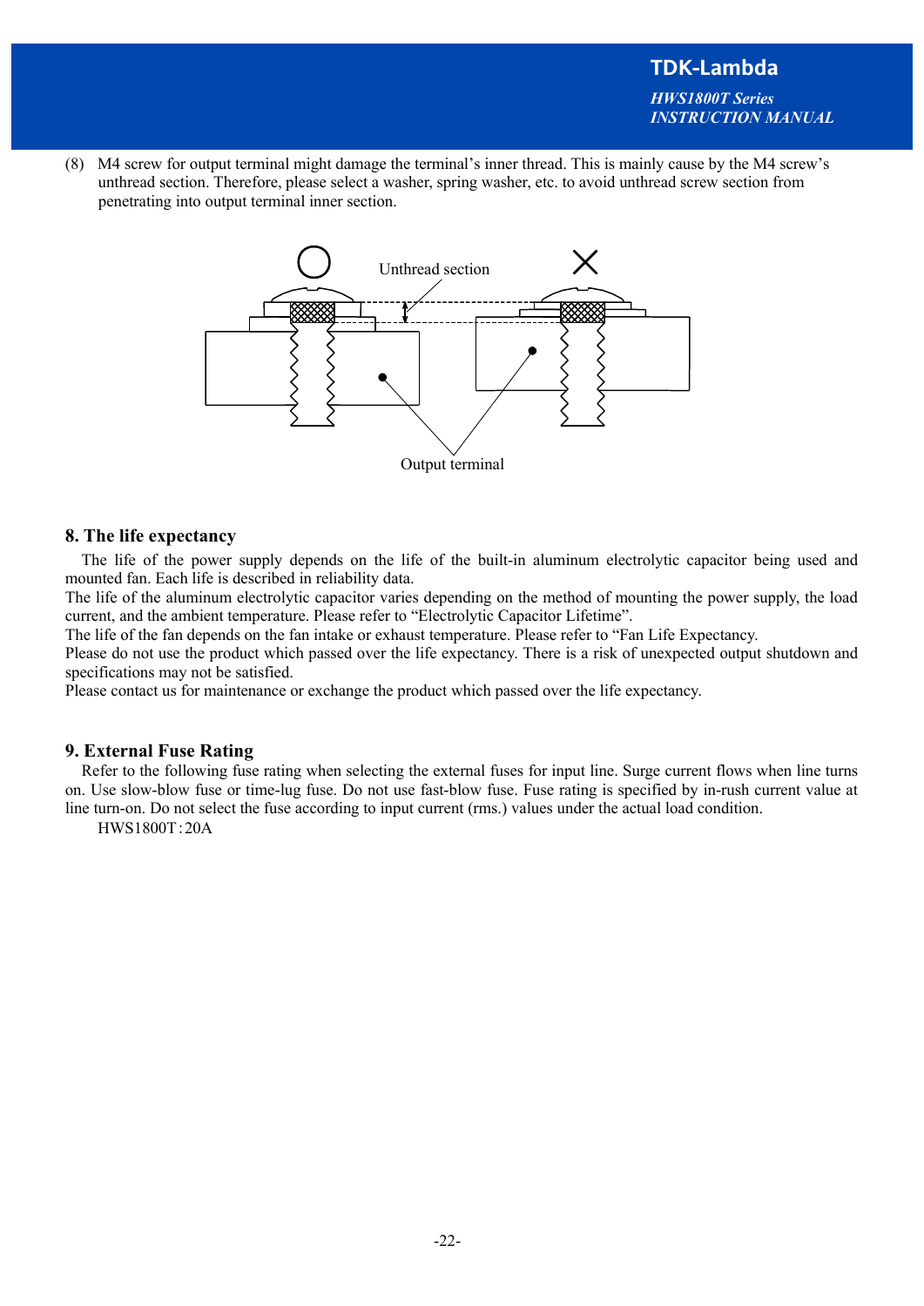(8) M4 screw for output terminal might damage the terminal's inner thread. This is mainly cause by the M4 screw's unthread section. Therefore, please select a washer, spring washer, etc. to avoid unthread screw section from penetrating into output terminal inner section.

○ Unthread section ×

Output terminal

## 8. The life expectancy

The life of the power supply depends on the life of the built-in aluminum electrolytic capacitor being used and mounted fan. Each life is described in reliability data.
The life of the aluminum electrolytic capacitor varies depending on the method of mounting the power supply, the load current, and the ambient temperature. Please refer to "Electrolytic Capacitor Lifetime".
The life of the fan depends on the fan intake or exhaust temperature. Please refer to "Fan Life Expectancy.
Please do not use the product which passed over the life expectancy. There is a risk of unexpected output shutdown and specifications may not be satisfied.
Please contact us for maintenance or exchange the product which passed over the life expectancy.

## 9. External Fuse Rating

Refer to the following fuse rating when selecting the external fuses for input line. Surge current flows when line turns on. Use slow-blow fuse or time-lug fuse. Do not use fast-blow fuse. Fuse rating is specified by in-rush current value at line turn-on. Do not select the fuse according to input current (rms.) values under the actual load condition.

HWS1800T：20A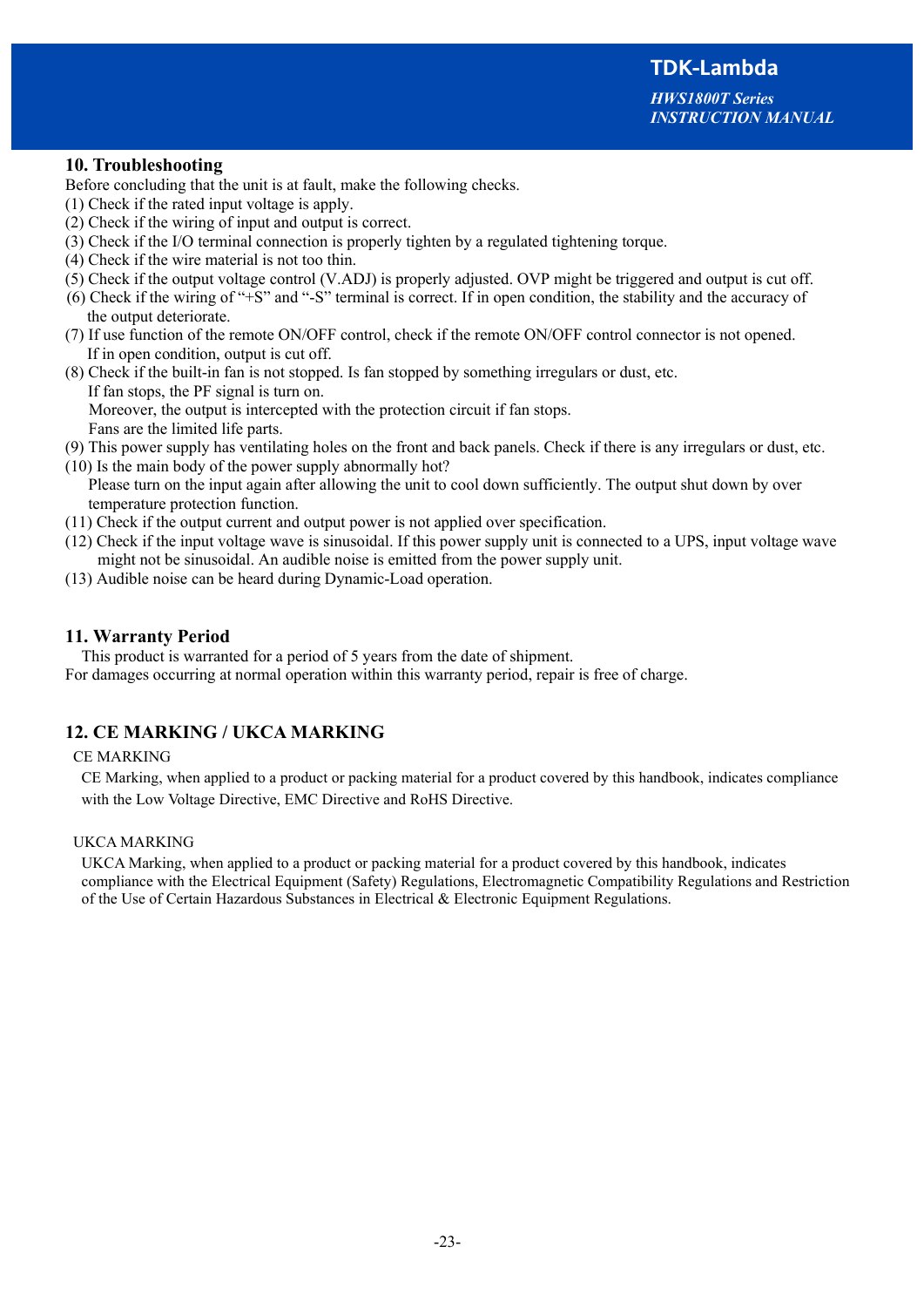## 10. Troubleshooting

Before concluding that the unit is at fault, make the following checks.

(1) Check if the rated input voltage is apply.
(2) Check if the wiring of input and output is correct.
(3) Check if the I/O terminal connection is properly tighten by a regulated tightening torque.
(4) Check if the wire material is not too thin.
(5) Check if the output voltage control (V.ADJ) is properly adjusted. OVP might be triggered and output is cut off.
(6) Check if the wiring of "+S" and "-S" terminal is correct. If in open condition, the stability and the accuracy of the output deteriorate.
(7) If use function of the remote ON/OFF control, check if the remote ON/OFF control connector is not opened. If in open condition, output is cut off.
(8) Check if the built-in fan is not stopped. Is fan stopped by something irregulars or dust, etc.
    If fan stops, the PF signal is turn on.
    Moreover, the output is intercepted with the protection circuit if fan stops.
    Fans are the limited life parts.
(9) This power supply has ventilating holes on the front and back panels. Check if there is any irregulars or dust, etc.
(10) Is the main body of the power supply abnormally hot?
    Please turn on the input again after allowing the unit to cool down sufficiently. The output shut down by over temperature protection function.
(11) Check if the output current and output power is not applied over specification.
(12) Check if the input voltage wave is sinusoidal. If this power supply unit is connected to a UPS, input voltage wave might not be sinusoidal. An audible noise is emitted from the power supply unit.
(13) Audible noise can be heard during Dynamic-Load operation.

## 11. Warranty Period

This product is warranted for a period of 5 years from the date of shipment.
For damages occurring at normal operation within this warranty period, repair is free of charge.

## 12. CE MARKING / UKCA MARKING

CE MARKING

CE Marking, when applied to a product or packing material for a product covered by this handbook, indicates compliance with the Low Voltage Directive, EMC Directive and RoHS Directive.

UKCA MARKING

UKCA Marking, when applied to a product or packing material for a product covered by this handbook, indicates compliance with the Electrical Equipment (Safety) Regulations, Electromagnetic Compatibility Regulations and Restriction of the Use of Certain Hazardous Substances in Electrical & Electronic Equipment Regulations.